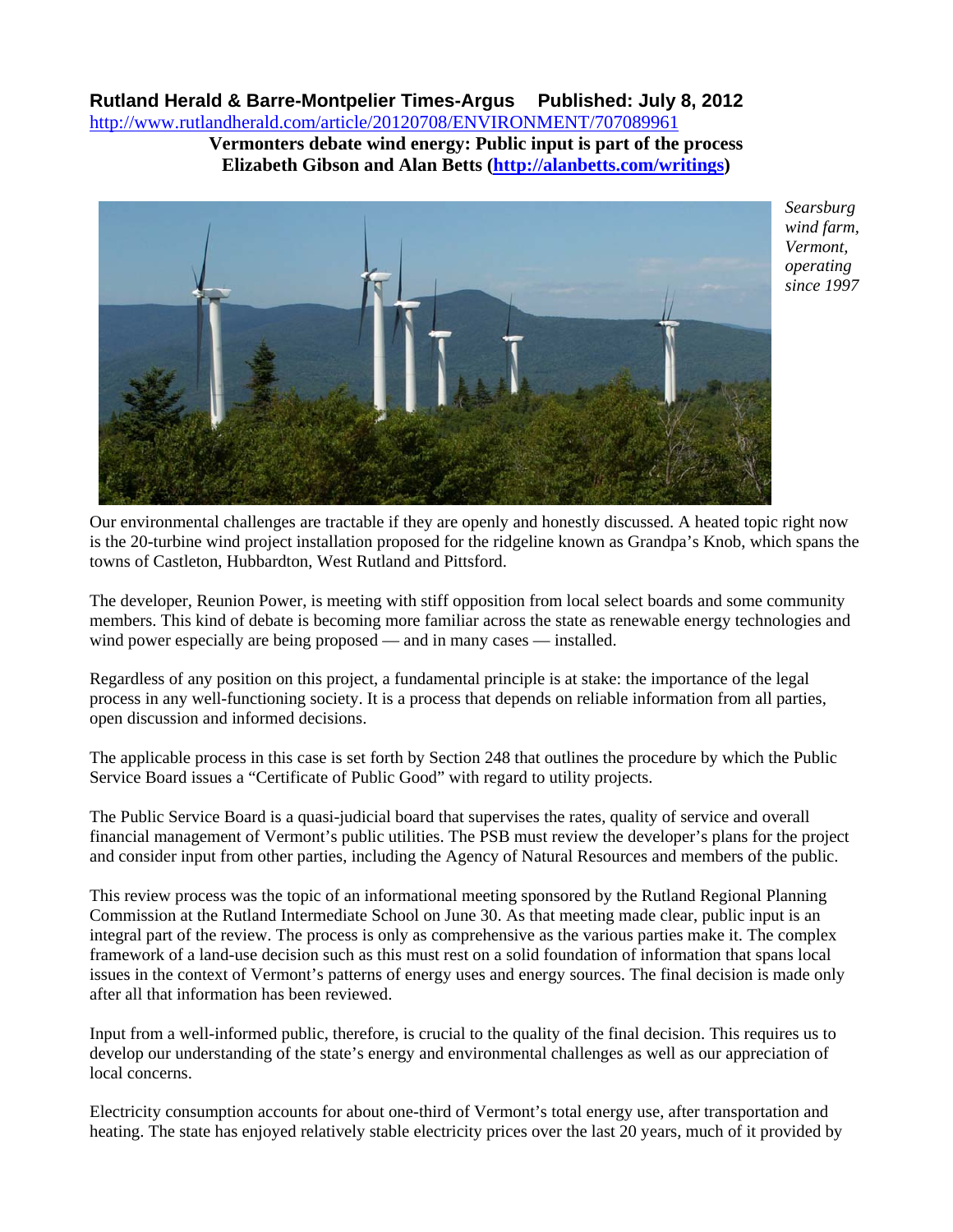**Rutland Herald & Barre-Montpelier Times-Argus Published: July 8, 2012**

http://www.rutlandherald.com/article/20120708/ENVIRONMENT/707089961

# Vermonters debate wind energy: Public input is part of the process

**Elizabeth Gibson and Alan Betts (http://alanbetts.com/writings)**

*Searsburg wind farm, Vermont, operating since 1997*

Our environmental challenges are tractable if they are openly and honestly discussed. A heated topic right now is the 20-turbine wind project installation proposed for the ridgeline known as Grandpa's Knob, which spans the towns of Castleton, Hubbardton, West Rutland and Pittsford.

The developer, Reunion Power, is meeting with stiff opposition from local select boards and some community members. This kind of debate is becoming more familiar across the state as renewable energy technologies and wind power especially are being proposed — and in many cases — installed.

Regardless of any position on this project, a fundamental principle is at stake: the importance of the legal process in any well-functioning society. It is a process that depends on reliable information from all parties, open discussion and informed decisions.

The applicable process in this case is set forth by Section 248 that outlines the procedure by which the Public Service Board issues a "Certificate of Public Good" with regard to utility projects.

The Public Service Board is a quasi-judicial board that supervises the rates, quality of service and overall financial management of Vermont's public utilities. The PSB must review the developer's plans for the project and consider input from other parties, including the Agency of Natural Resources and members of the public.

This review process was the topic of an informational meeting sponsored by the Rutland Regional Planning Commission at the Rutland Intermediate School on June 30. As that meeting made clear, public input is an integral part of the review. The process is only as comprehensive as the various parties make it. The complex framework of a land-use decision such as this must rest on a solid foundation of information that spans local issues in the context of Vermont's patterns of energy uses and energy sources. The final decision is made only after all that information has been reviewed.

Input from a well-informed public, therefore, is crucial to the quality of the final decision. This requires us to develop our understanding of the state's energy and environmental challenges as well as our appreciation of local concerns.

Electricity consumption accounts for about one-third of Vermont's total energy use, after transportation and heating. The state has enjoyed relatively stable electricity prices over the last 20 years, much of it provided by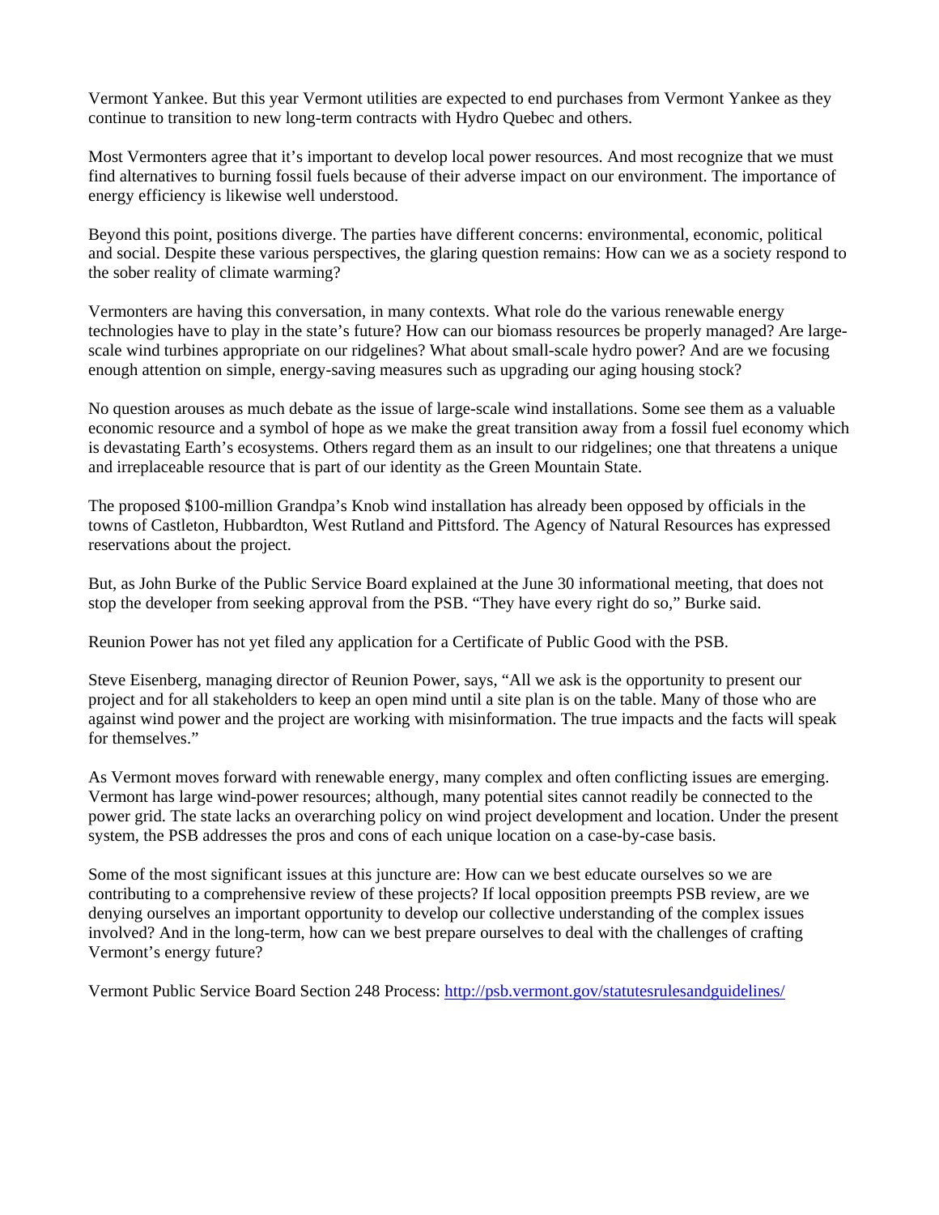Vermont Yankee. But this year Vermont utilities are expected to end purchases from Vermont Yankee as they continue to transition to new long-term contracts with Hydro Quebec and others.

Most Vermonters agree that it's important to develop local power resources. And most recognize that we must find alternatives to burning fossil fuels because of their adverse impact on our environment. The importance of energy efficiency is likewise well understood.

Beyond this point, positions diverge. The parties have different concerns: environmental, economic, political and social. Despite these various perspectives, the glaring question remains: How can we as a society respond to the sober reality of climate warming?

Vermonters are having this conversation, in many contexts. What role do the various renewable energy technologies have to play in the state's future? How can our biomass resources be properly managed? Are large-scale wind turbines appropriate on our ridgelines? What about small-scale hydro power? And are we focusing enough attention on simple, energy-saving measures such as upgrading our aging housing stock?

No question arouses as much debate as the issue of large-scale wind installations. Some see them as a valuable economic resource and a symbol of hope as we make the great transition away from a fossil fuel economy which is devastating Earth's ecosystems. Others regard them as an insult to our ridgelines; one that threatens a unique and irreplaceable resource that is part of our identity as the Green Mountain State.

The proposed $100-million Grandpa's Knob wind installation has already been opposed by officials in the towns of Castleton, Hubbardton, West Rutland and Pittsford. The Agency of Natural Resources has expressed reservations about the project.

But, as John Burke of the Public Service Board explained at the June 30 informational meeting, that does not stop the developer from seeking approval from the PSB. "They have every right do so," Burke said.

Reunion Power has not yet filed any application for a Certificate of Public Good with the PSB.

Steve Eisenberg, managing director of Reunion Power, says, "All we ask is the opportunity to present our project and for all stakeholders to keep an open mind until a site plan is on the table. Many of those who are against wind power and the project are working with misinformation. The true impacts and the facts will speak for themselves."

As Vermont moves forward with renewable energy, many complex and often conflicting issues are emerging. Vermont has large wind-power resources; although, many potential sites cannot readily be connected to the power grid. The state lacks an overarching policy on wind project development and location. Under the present system, the PSB addresses the pros and cons of each unique location on a case-by-case basis.

Some of the most significant issues at this juncture are: How can we best educate ourselves so we are contributing to a comprehensive review of these projects? If local opposition preempts PSB review, are we denying ourselves an important opportunity to develop our collective understanding of the complex issues involved? And in the long-term, how can we best prepare ourselves to deal with the challenges of crafting Vermont's energy future?

Vermont Public Service Board Section 248 Process: [http://psb.vermont.gov/statutesrulesandguidelines/](http://psb.vermont.gov/statutesrulesandguidelines/)